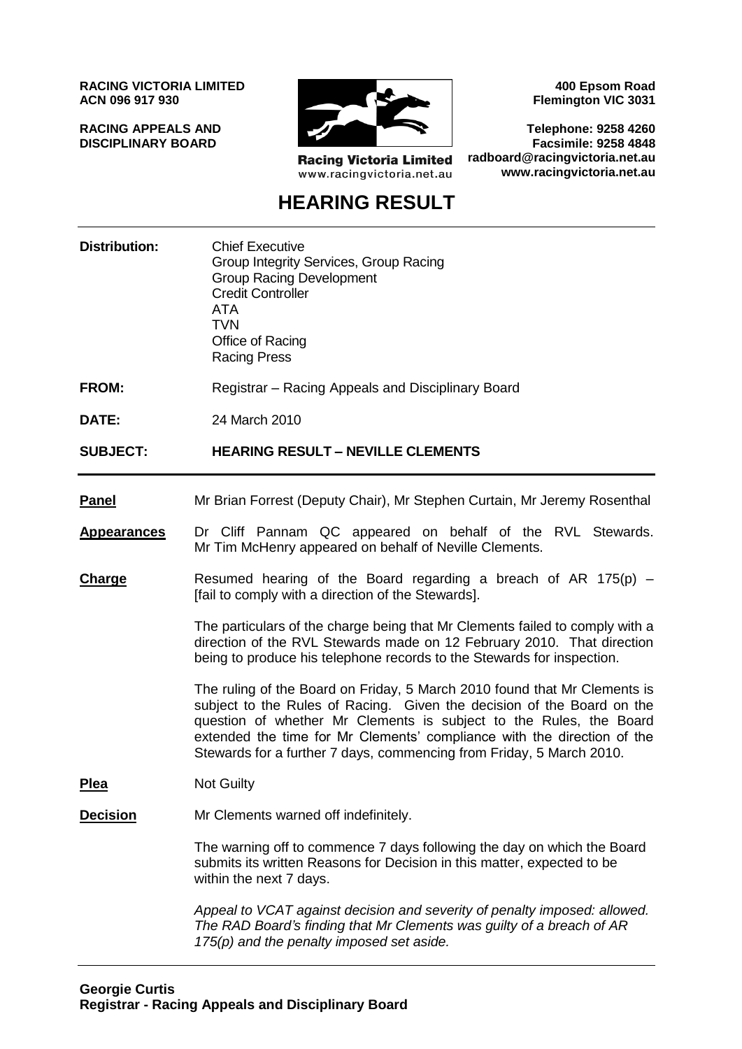**RACING VICTORIA LIMITED**
**ACN 096 917 930**

**RACING APPEALS AND DISCIPLINARY BOARD**

Racing Victoria Limited
www.racingvictoria.net.au

**400 Epsom Road**
**Flemington VIC 3031**

**Telephone: 9258 4260**
**Facsimile: 9258 4848**
**radboard@racingvictoria.net.au**
**www.racingvictoria.net.au**

# HEARING RESULT

**Distribution:** Chief Executive
Group Integrity Services, Group Racing
Group Racing Development
Credit Controller
ATA
TVN
Office of Racing
Racing Press

**FROM:** Registrar – Racing Appeals and Disciplinary Board

**DATE:** 24 March 2010

**SUBJECT:** **HEARING RESULT – NEVILLE CLEMENTS**

**Panel** Mr Brian Forrest (Deputy Chair), Mr Stephen Curtain, Mr Jeremy Rosenthal

**Appearances** Dr Cliff Pannam QC appeared on behalf of the RVL Stewards. Mr Tim McHenry appeared on behalf of Neville Clements.

**Charge** Resumed hearing of the Board regarding a breach of AR 175(p) – [fail to comply with a direction of the Stewards].

The particulars of the charge being that Mr Clements failed to comply with a direction of the RVL Stewards made on 12 February 2010. That direction being to produce his telephone records to the Stewards for inspection.

The ruling of the Board on Friday, 5 March 2010 found that Mr Clements is subject to the Rules of Racing. Given the decision of the Board on the question of whether Mr Clements is subject to the Rules, the Board extended the time for Mr Clements' compliance with the direction of the Stewards for a further 7 days, commencing from Friday, 5 March 2010.

**Plea** Not Guilty

**Decision** Mr Clements warned off indefinitely.

The warning off to commence 7 days following the day on which the Board submits its written Reasons for Decision in this matter, expected to be within the next 7 days.

*Appeal to VCAT against decision and severity of penalty imposed: allowed. The RAD Board's finding that Mr Clements was guilty of a breach of AR 175(p) and the penalty imposed set aside.*

**Georgie Curtis**
**Registrar - Racing Appeals and Disciplinary Board**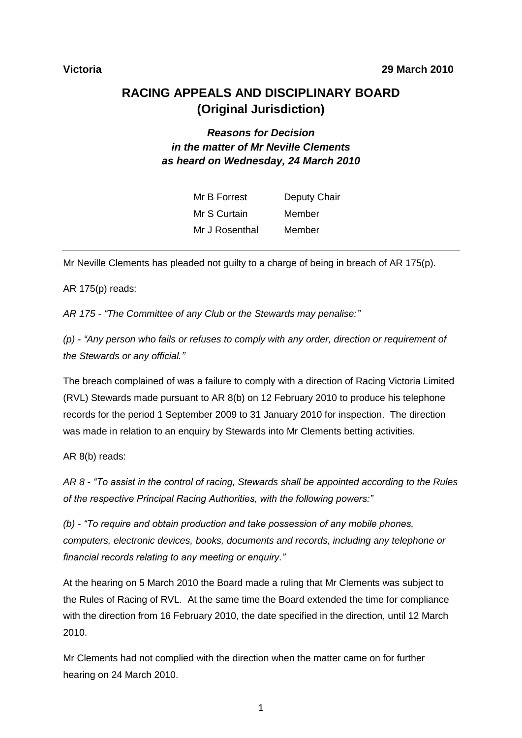**Victoria** **29 March 2010**

# RACING APPEALS AND DISCIPLINARY BOARD (Original Jurisdiction)

### *Reasons for Decision in the matter of Mr Neville Clements as heard on Wednesday, 24 March 2010*

| | |
|---|---|
| Mr B Forrest | Deputy Chair |
| Mr S Curtain | Member |
| Mr J Rosenthal | Member |

---

Mr Neville Clements has pleaded not guilty to a charge of being in breach of AR 175(p).

AR 175(p) reads:

*AR 175 - "The Committee of any Club or the Stewards may penalise:"*

*(p) - "Any person who fails or refuses to comply with any order, direction or requirement of the Stewards or any official."*

The breach complained of was a failure to comply with a direction of Racing Victoria Limited (RVL) Stewards made pursuant to AR 8(b) on 12 February 2010 to produce his telephone records for the period 1 September 2009 to 31 January 2010 for inspection. The direction was made in relation to an enquiry by Stewards into Mr Clements betting activities.

AR 8(b) reads:

*AR 8 - "To assist in the control of racing, Stewards shall be appointed according to the Rules of the respective Principal Racing Authorities, with the following powers:"*

*(b) - "To require and obtain production and take possession of any mobile phones, computers, electronic devices, books, documents and records, including any telephone or financial records relating to any meeting or enquiry."*

At the hearing on 5 March 2010 the Board made a ruling that Mr Clements was subject to the Rules of Racing of RVL. At the same time the Board extended the time for compliance with the direction from 16 February 2010, the date specified in the direction, until 12 March 2010.

Mr Clements had not complied with the direction when the matter came on for further hearing on 24 March 2010.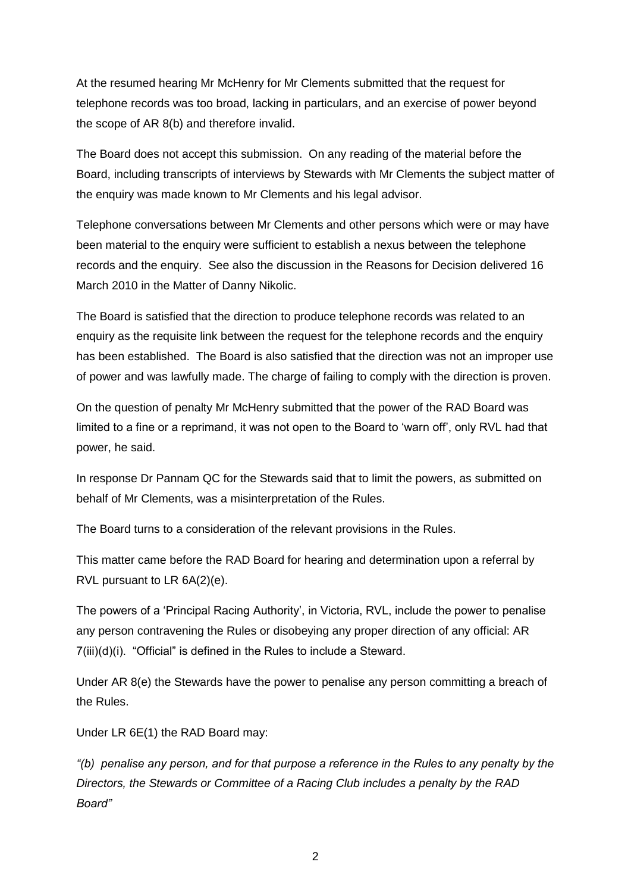At the resumed hearing Mr McHenry for Mr Clements submitted that the request for telephone records was too broad, lacking in particulars, and an exercise of power beyond the scope of AR 8(b) and therefore invalid.

The Board does not accept this submission. On any reading of the material before the Board, including transcripts of interviews by Stewards with Mr Clements the subject matter of the enquiry was made known to Mr Clements and his legal advisor.

Telephone conversations between Mr Clements and other persons which were or may have been material to the enquiry were sufficient to establish a nexus between the telephone records and the enquiry. See also the discussion in the Reasons for Decision delivered 16 March 2010 in the Matter of Danny Nikolic.

The Board is satisfied that the direction to produce telephone records was related to an enquiry as the requisite link between the request for the telephone records and the enquiry has been established. The Board is also satisfied that the direction was not an improper use of power and was lawfully made. The charge of failing to comply with the direction is proven.

On the question of penalty Mr McHenry submitted that the power of the RAD Board was limited to a fine or a reprimand, it was not open to the Board to 'warn off', only RVL had that power, he said.

In response Dr Pannam QC for the Stewards said that to limit the powers, as submitted on behalf of Mr Clements, was a misinterpretation of the Rules.

The Board turns to a consideration of the relevant provisions in the Rules.

This matter came before the RAD Board for hearing and determination upon a referral by RVL pursuant to LR 6A(2)(e).

The powers of a 'Principal Racing Authority', in Victoria, RVL, include the power to penalise any person contravening the Rules or disobeying any proper direction of any official: AR 7(iii)(d)(i). "Official" is defined in the Rules to include a Steward.

Under AR 8(e) the Stewards have the power to penalise any person committing a breach of the Rules.

Under LR 6E(1) the RAD Board may:

*"(b) penalise any person, and for that purpose a reference in the Rules to any penalty by the Directors, the Stewards or Committee of a Racing Club includes a penalty by the RAD Board"*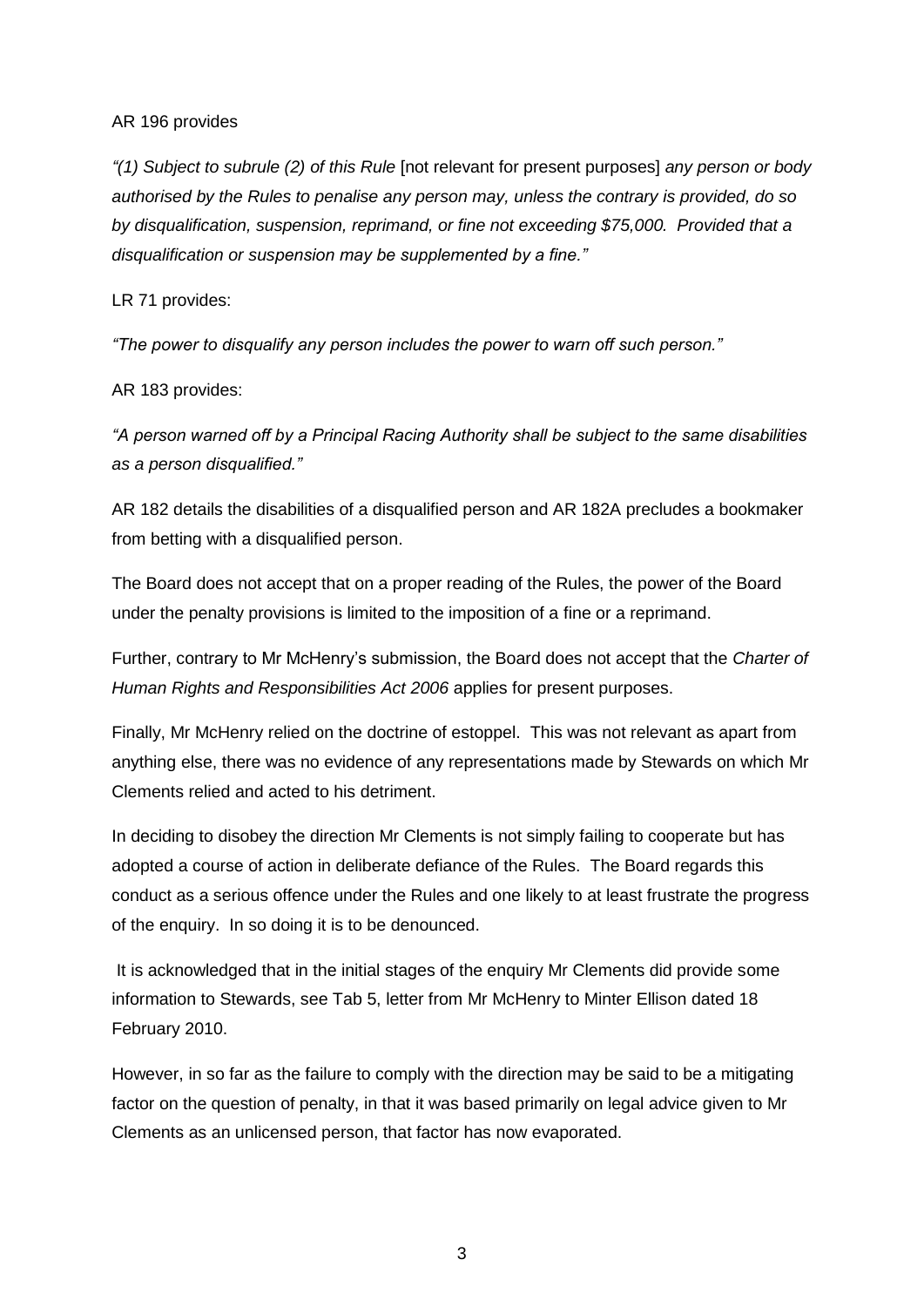AR 196 provides

*"(1) Subject to subrule (2) of this Rule* [not relevant for present purposes] *any person or body authorised by the Rules to penalise any person may, unless the contrary is provided, do so by disqualification, suspension, reprimand, or fine not exceeding $75,000. Provided that a disqualification or suspension may be supplemented by a fine."*

LR 71 provides:

*"The power to disqualify any person includes the power to warn off such person."*

AR 183 provides:

*"A person warned off by a Principal Racing Authority shall be subject to the same disabilities as a person disqualified."*

AR 182 details the disabilities of a disqualified person and AR 182A precludes a bookmaker from betting with a disqualified person.

The Board does not accept that on a proper reading of the Rules, the power of the Board under the penalty provisions is limited to the imposition of a fine or a reprimand.

Further, contrary to Mr McHenry's submission, the Board does not accept that the *Charter of Human Rights and Responsibilities Act 2006* applies for present purposes.

Finally, Mr McHenry relied on the doctrine of estoppel. This was not relevant as apart from anything else, there was no evidence of any representations made by Stewards on which Mr Clements relied and acted to his detriment.

In deciding to disobey the direction Mr Clements is not simply failing to cooperate but has adopted a course of action in deliberate defiance of the Rules. The Board regards this conduct as a serious offence under the Rules and one likely to at least frustrate the progress of the enquiry. In so doing it is to be denounced.

It is acknowledged that in the initial stages of the enquiry Mr Clements did provide some information to Stewards, see Tab 5, letter from Mr McHenry to Minter Ellison dated 18 February 2010.

However, in so far as the failure to comply with the direction may be said to be a mitigating factor on the question of penalty, in that it was based primarily on legal advice given to Mr Clements as an unlicensed person, that factor has now evaporated.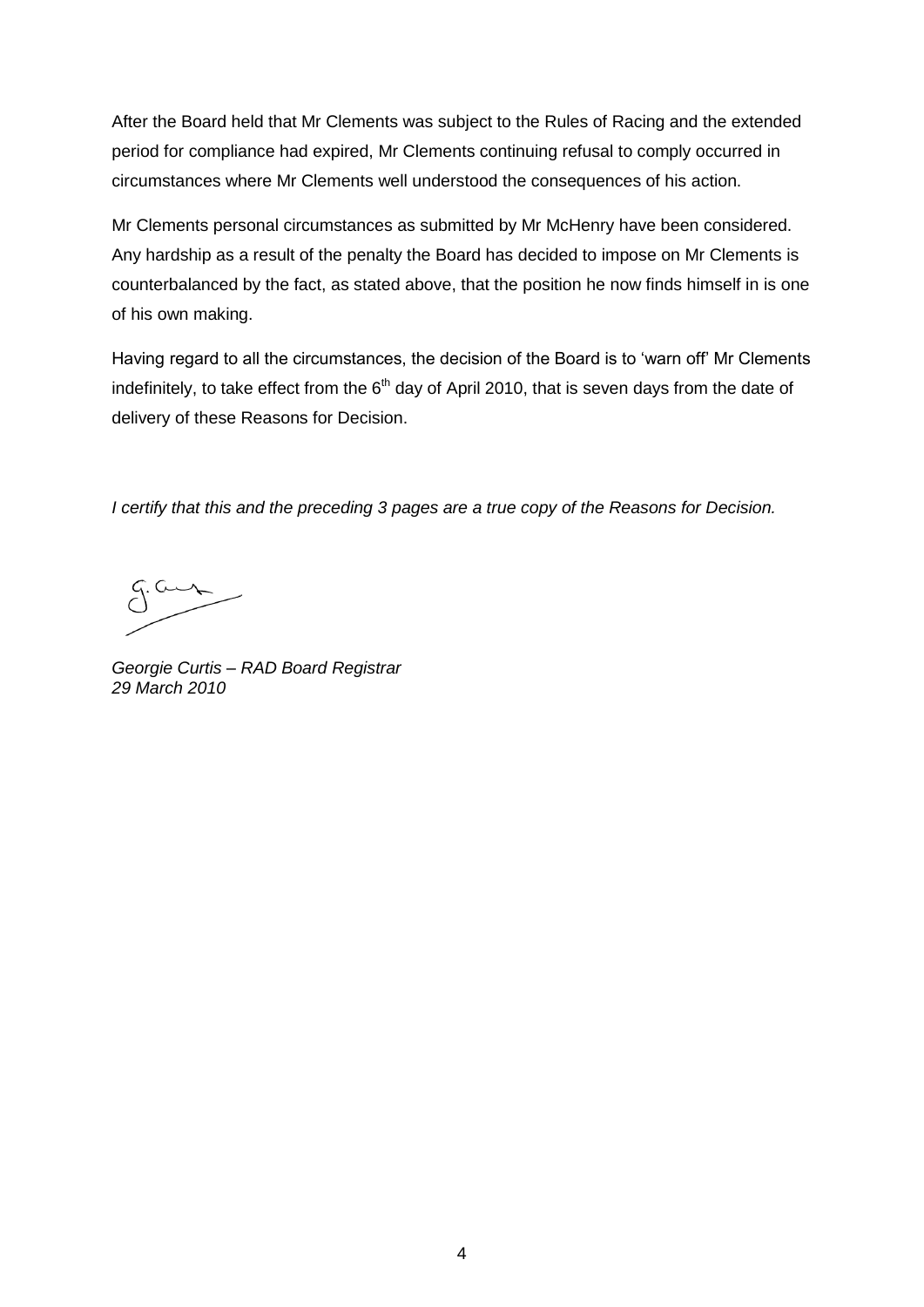After the Board held that Mr Clements was subject to the Rules of Racing and the extended period for compliance had expired, Mr Clements continuing refusal to comply occurred in circumstances where Mr Clements well understood the consequences of his action.

Mr Clements personal circumstances as submitted by Mr McHenry have been considered. Any hardship as a result of the penalty the Board has decided to impose on Mr Clements is counterbalanced by the fact, as stated above, that the position he now finds himself in is one of his own making.

Having regard to all the circumstances, the decision of the Board is to 'warn off' Mr Clements indefinitely, to take effect from the 6th day of April 2010, that is seven days from the date of delivery of these Reasons for Decision.

*I certify that this and the preceding 3 pages are a true copy of the Reasons for Decision.*

*Georgie Curtis – RAD Board Registrar*
*29 March 2010*